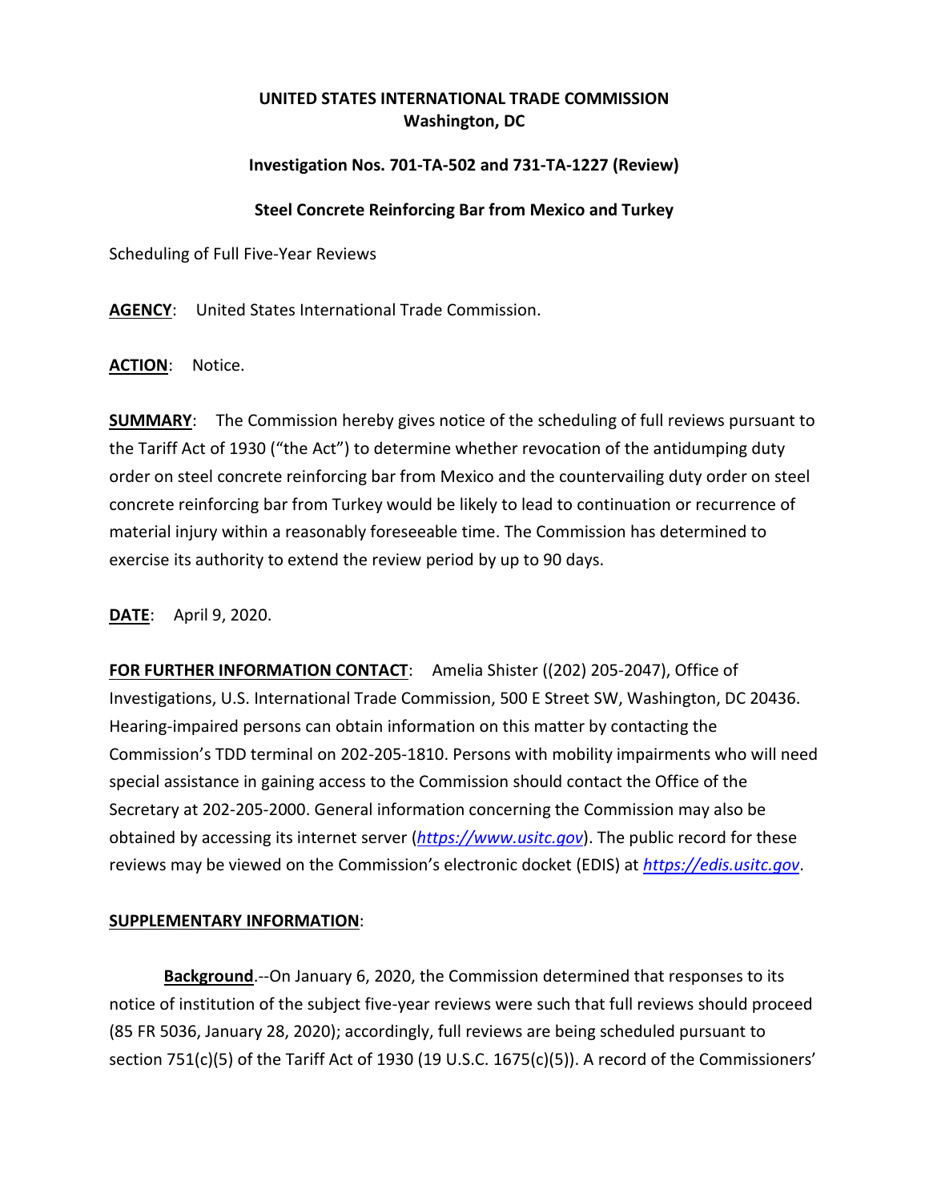**UNITED STATES INTERNATIONAL TRADE COMMISSION**
**Washington, DC**

**Investigation Nos. 701-TA-502 and 731-TA-1227 (Review)**

**Steel Concrete Reinforcing Bar from Mexico and Turkey**

Scheduling of Full Five-Year Reviews

**AGENCY**: United States International Trade Commission.

**ACTION**: Notice.

**SUMMARY**: The Commission hereby gives notice of the scheduling of full reviews pursuant to the Tariff Act of 1930 ("the Act") to determine whether revocation of the antidumping duty order on steel concrete reinforcing bar from Mexico and the countervailing duty order on steel concrete reinforcing bar from Turkey would be likely to lead to continuation or recurrence of material injury within a reasonably foreseeable time. The Commission has determined to exercise its authority to extend the review period by up to 90 days.

**DATE**: April 9, 2020.

**FOR FURTHER INFORMATION CONTACT**: Amelia Shister ((202) 205-2047), Office of Investigations, U.S. International Trade Commission, 500 E Street SW, Washington, DC 20436. Hearing-impaired persons can obtain information on this matter by contacting the Commission's TDD terminal on 202-205-1810. Persons with mobility impairments who will need special assistance in gaining access to the Commission should contact the Office of the Secretary at 202-205-2000. General information concerning the Commission may also be obtained by accessing its internet server (*https://www.usitc.gov*). The public record for these reviews may be viewed on the Commission's electronic docket (EDIS) at *https://edis.usitc.gov*.

**SUPPLEMENTARY INFORMATION**:

**Background**.--On January 6, 2020, the Commission determined that responses to its notice of institution of the subject five-year reviews were such that full reviews should proceed (85 FR 5036, January 28, 2020); accordingly, full reviews are being scheduled pursuant to section 751(c)(5) of the Tariff Act of 1930 (19 U.S.C. 1675(c)(5)). A record of the Commissioners'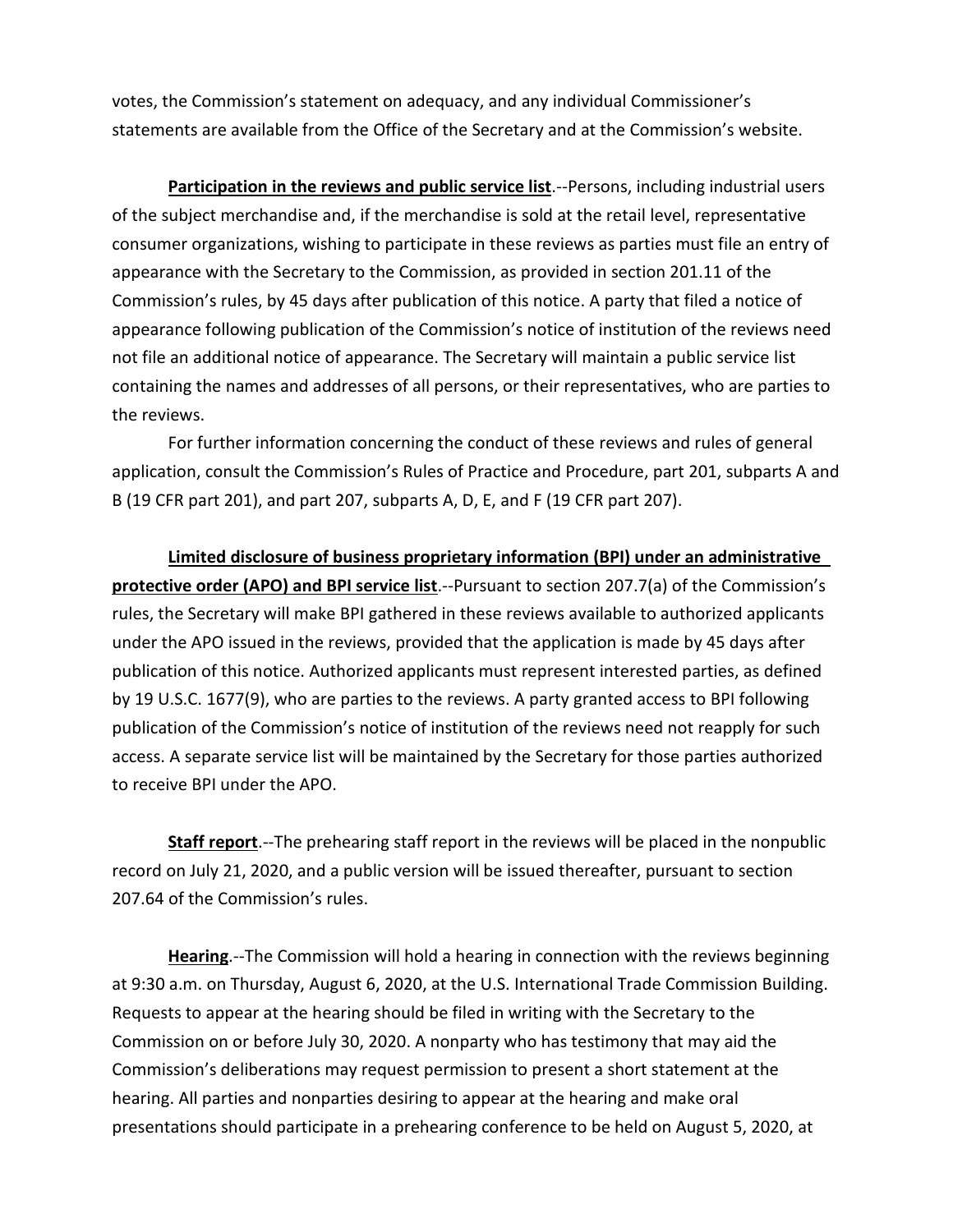votes, the Commission's statement on adequacy, and any individual Commissioner's statements are available from the Office of the Secretary and at the Commission's website.

**Participation in the reviews and public service list**.--Persons, including industrial users of the subject merchandise and, if the merchandise is sold at the retail level, representative consumer organizations, wishing to participate in these reviews as parties must file an entry of appearance with the Secretary to the Commission, as provided in section 201.11 of the Commission's rules, by 45 days after publication of this notice. A party that filed a notice of appearance following publication of the Commission's notice of institution of the reviews need not file an additional notice of appearance. The Secretary will maintain a public service list containing the names and addresses of all persons, or their representatives, who are parties to the reviews.

For further information concerning the conduct of these reviews and rules of general application, consult the Commission's Rules of Practice and Procedure, part 201, subparts A and B (19 CFR part 201), and part 207, subparts A, D, E, and F (19 CFR part 207).

**Limited disclosure of business proprietary information (BPI) under an administrative protective order (APO) and BPI service list**.--Pursuant to section 207.7(a) of the Commission's rules, the Secretary will make BPI gathered in these reviews available to authorized applicants under the APO issued in the reviews, provided that the application is made by 45 days after publication of this notice. Authorized applicants must represent interested parties, as defined by 19 U.S.C. 1677(9), who are parties to the reviews. A party granted access to BPI following publication of the Commission's notice of institution of the reviews need not reapply for such access. A separate service list will be maintained by the Secretary for those parties authorized to receive BPI under the APO.

**Staff report**.--The prehearing staff report in the reviews will be placed in the nonpublic record on July 21, 2020, and a public version will be issued thereafter, pursuant to section 207.64 of the Commission's rules.

**Hearing**.--The Commission will hold a hearing in connection with the reviews beginning at 9:30 a.m. on Thursday, August 6, 2020, at the U.S. International Trade Commission Building. Requests to appear at the hearing should be filed in writing with the Secretary to the Commission on or before July 30, 2020. A nonparty who has testimony that may aid the Commission's deliberations may request permission to present a short statement at the hearing. All parties and nonparties desiring to appear at the hearing and make oral presentations should participate in a prehearing conference to be held on August 5, 2020, at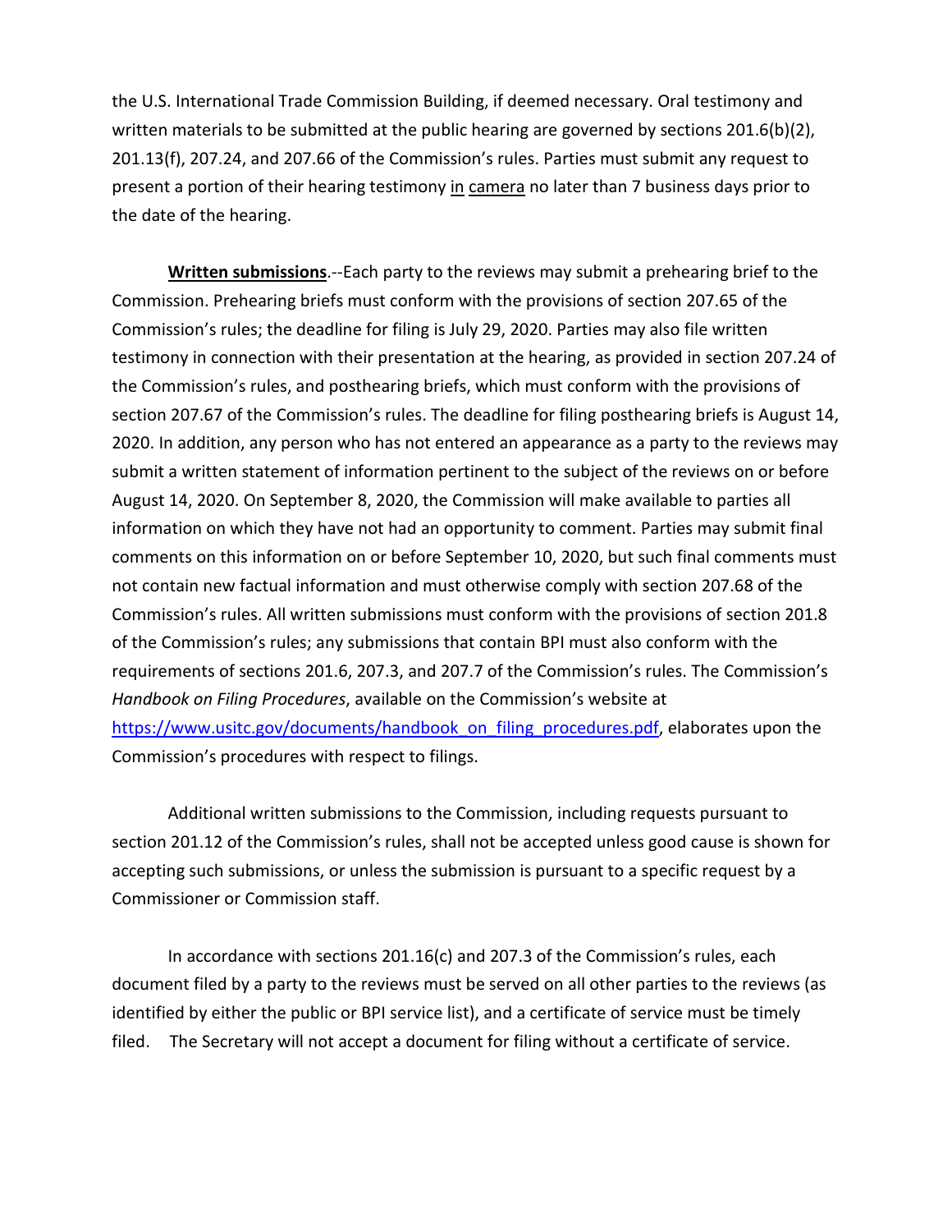the U.S. International Trade Commission Building, if deemed necessary. Oral testimony and written materials to be submitted at the public hearing are governed by sections 201.6(b)(2), 201.13(f), 207.24, and 207.66 of the Commission's rules. Parties must submit any request to present a portion of their hearing testimony in camera no later than 7 business days prior to the date of the hearing.

**Written submissions**.--Each party to the reviews may submit a prehearing brief to the Commission. Prehearing briefs must conform with the provisions of section 207.65 of the Commission's rules; the deadline for filing is July 29, 2020. Parties may also file written testimony in connection with their presentation at the hearing, as provided in section 207.24 of the Commission's rules, and posthearing briefs, which must conform with the provisions of section 207.67 of the Commission's rules. The deadline for filing posthearing briefs is August 14, 2020. In addition, any person who has not entered an appearance as a party to the reviews may submit a written statement of information pertinent to the subject of the reviews on or before August 14, 2020. On September 8, 2020, the Commission will make available to parties all information on which they have not had an opportunity to comment. Parties may submit final comments on this information on or before September 10, 2020, but such final comments must not contain new factual information and must otherwise comply with section 207.68 of the Commission's rules. All written submissions must conform with the provisions of section 201.8 of the Commission's rules; any submissions that contain BPI must also conform with the requirements of sections 201.6, 207.3, and 207.7 of the Commission's rules. The Commission's *Handbook on Filing Procedures*, available on the Commission's website at https://www.usitc.gov/documents/handbook_on_filing_procedures.pdf, elaborates upon the Commission's procedures with respect to filings.

Additional written submissions to the Commission, including requests pursuant to section 201.12 of the Commission's rules, shall not be accepted unless good cause is shown for accepting such submissions, or unless the submission is pursuant to a specific request by a Commissioner or Commission staff.

In accordance with sections 201.16(c) and 207.3 of the Commission's rules, each document filed by a party to the reviews must be served on all other parties to the reviews (as identified by either the public or BPI service list), and a certificate of service must be timely filed. The Secretary will not accept a document for filing without a certificate of service.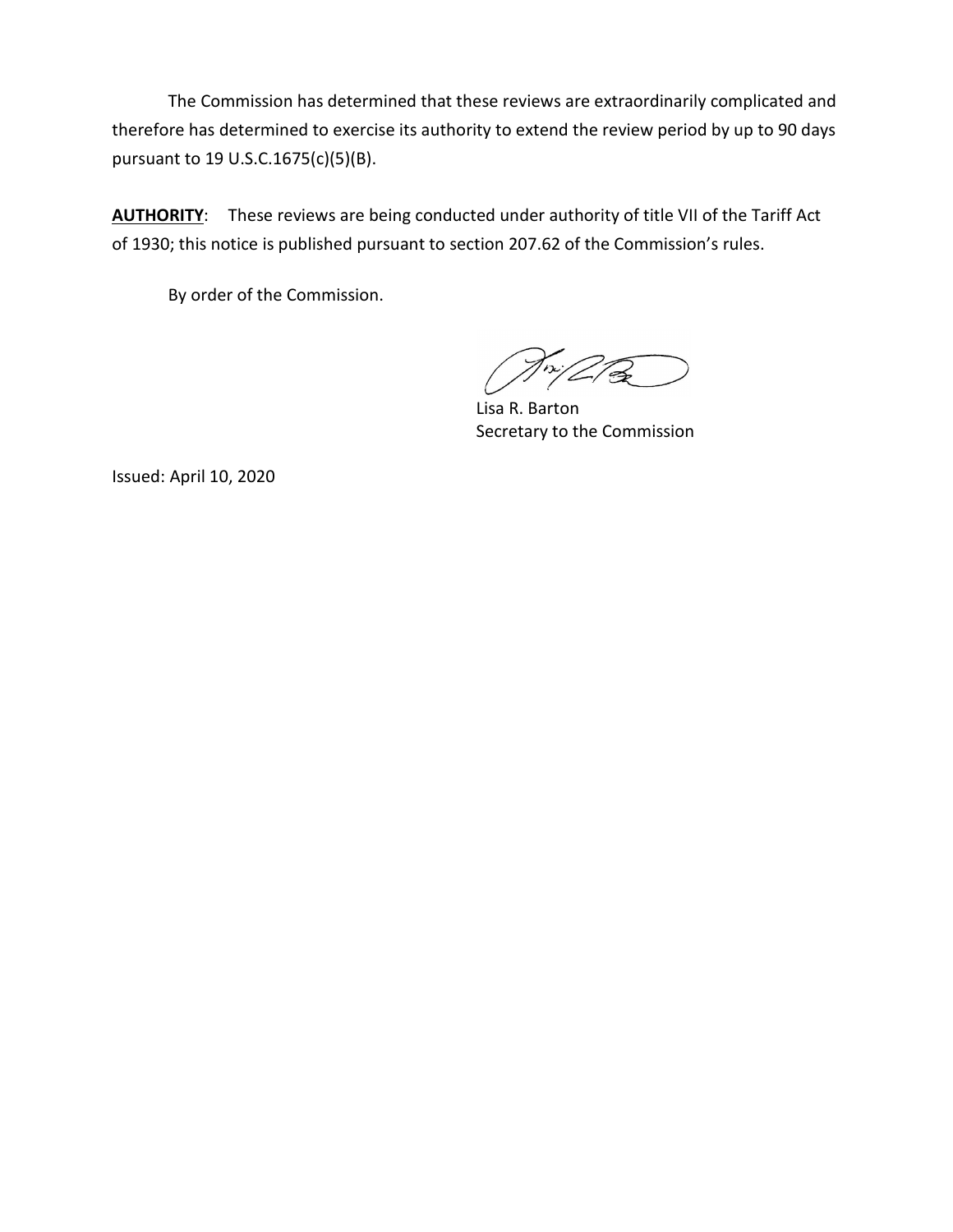The Commission has determined that these reviews are extraordinarily complicated and therefore has determined to exercise its authority to extend the review period by up to 90 days pursuant to 19 U.S.C.1675(c)(5)(B).

**AUTHORITY**: These reviews are being conducted under authority of title VII of the Tariff Act of 1930; this notice is published pursuant to section 207.62 of the Commission's rules.

By order of the Commission.

Lisa R. Barton
Secretary to the Commission

Issued: April 10, 2020